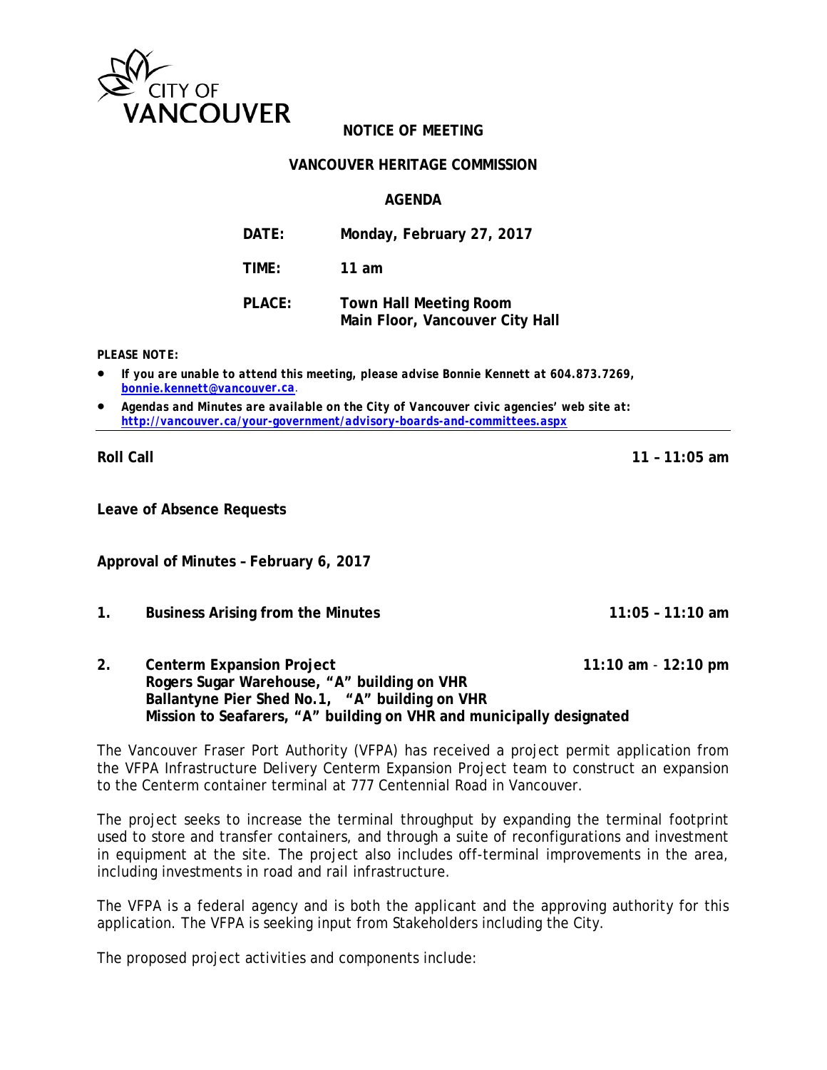CITY OF VANCOUVER

**NOTICE OF MEETING**

**VANCOUVER HERITAGE COMMISSION**

**AGENDA**

| | |
|---|---|
| **DATE:** | **Monday, February 27, 2017** |
| **TIME:** | **11 am** |
| **PLACE:** | **Town Hall Meeting Room**<br>**Main Floor, Vancouver City Hall** |

***PLEASE NOTE:***

- ***If you are unable to attend this meeting, please advise Bonnie Kennett at 604.873.7269, bonnie.kennett@vancouver.ca.***
- ***Agendas and Minutes are available on the City of Vancouver civic agencies' web site at: http://vancouver.ca/your-government/advisory-boards-and-committees.aspx***

---

**Roll Call** **11 – 11:05 am**

**Leave of Absence Requests**

**Approval of Minutes – February 6, 2017**

**1. Business Arising from the Minutes** **11:05 – 11:10 am**

**2. Centerm Expansion Project** **11:10 am - 12:10 pm**
**Rogers Sugar Warehouse, "A" building on VHR**
**Ballantyne Pier Shed No.1, "A" building on VHR**
**Mission to Seafarers, "A" building on VHR and municipally designated**

The Vancouver Fraser Port Authority (VFPA) has received a project permit application from the VFPA Infrastructure Delivery Centerm Expansion Project team to construct an expansion to the Centerm container terminal at 777 Centennial Road in Vancouver.

The project seeks to increase the terminal throughput by expanding the terminal footprint used to store and transfer containers, and through a suite of reconfigurations and investment in equipment at the site. The project also includes off-terminal improvements in the area, including investments in road and rail infrastructure.

The VFPA is a federal agency and is both the applicant and the approving authority for this application. The VFPA is seeking input from Stakeholders including the City.

The proposed project activities and components include: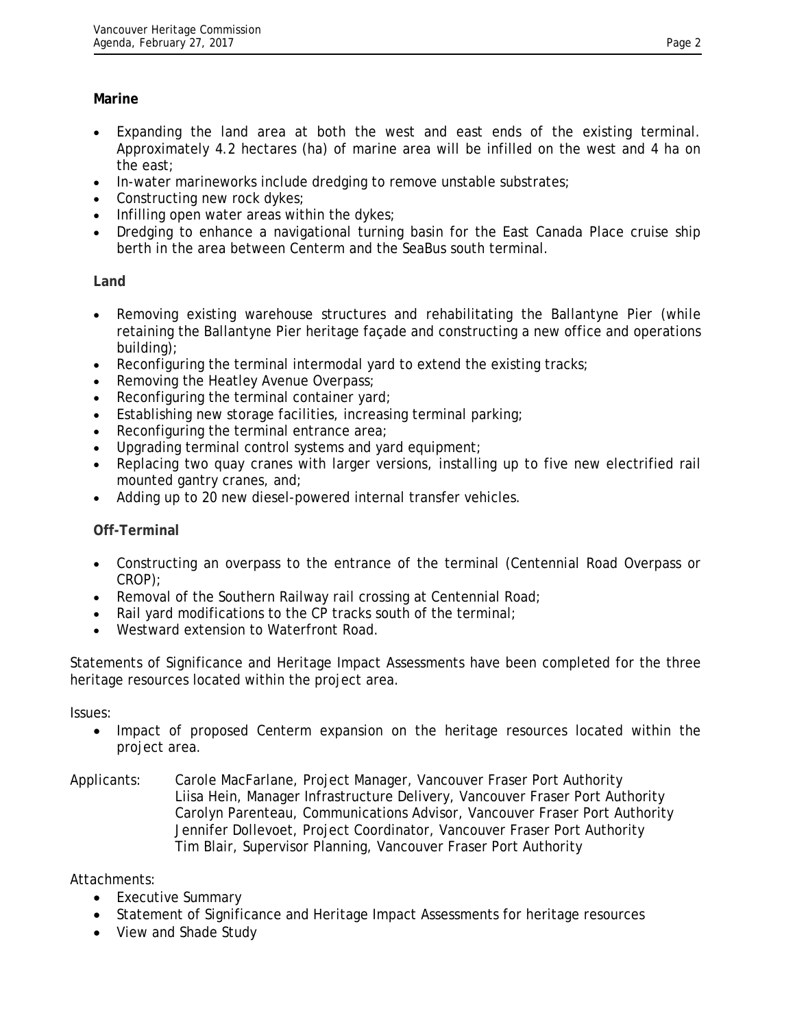**Marine**

- Expanding the land area at both the west and east ends of the existing terminal. Approximately 4.2 hectares (ha) of marine area will be infilled on the west and 4 ha on the east;
- In-water marineworks include dredging to remove unstable substrates;
- Constructing new rock dykes;
- Infilling open water areas within the dykes;
- Dredging to enhance a navigational turning basin for the East Canada Place cruise ship berth in the area between Centerm and the SeaBus south terminal.

**Land**

- Removing existing warehouse structures and rehabilitating the Ballantyne Pier (while retaining the Ballantyne Pier heritage façade and constructing a new office and operations building);
- Reconfiguring the terminal intermodal yard to extend the existing tracks;
- Removing the Heatley Avenue Overpass;
- Reconfiguring the terminal container yard;
- Establishing new storage facilities, increasing terminal parking;
- Reconfiguring the terminal entrance area;
- Upgrading terminal control systems and yard equipment;
- Replacing two quay cranes with larger versions, installing up to five new electrified rail mounted gantry cranes, and;
- Adding up to 20 new diesel-powered internal transfer vehicles.

**Off-Terminal**

- Constructing an overpass to the entrance of the terminal (Centennial Road Overpass or CROP);
- Removal of the Southern Railway rail crossing at Centennial Road;
- Rail yard modifications to the CP tracks south of the terminal;
- Westward extension to Waterfront Road.

Statements of Significance and Heritage Impact Assessments have been completed for the three heritage resources located within the project area.

Issues:

- Impact of proposed Centerm expansion on the heritage resources located within the project area.

Applicants: Carole MacFarlane, Project Manager, Vancouver Fraser Port Authority
Liisa Hein, Manager Infrastructure Delivery, Vancouver Fraser Port Authority
Carolyn Parenteau, Communications Advisor, Vancouver Fraser Port Authority
Jennifer Dollevoet, Project Coordinator, Vancouver Fraser Port Authority
Tim Blair, Supervisor Planning, Vancouver Fraser Port Authority

Attachments:

- Executive Summary
- Statement of Significance and Heritage Impact Assessments for heritage resources
- View and Shade Study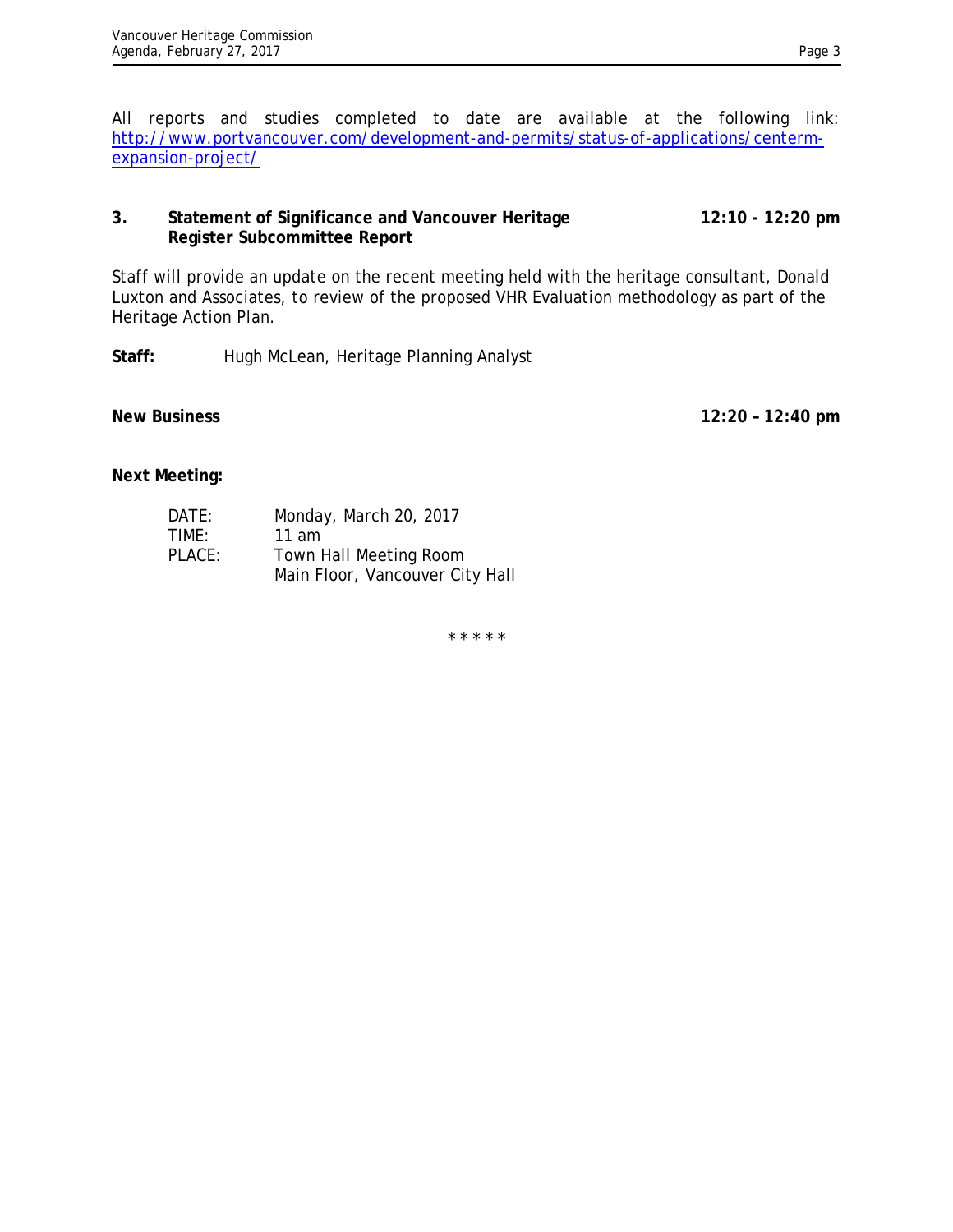All reports and studies completed to date are available at the following link: [http://www.portvancouver.com/development-and-permits/status-of-applications/centerm-expansion-project/](http://www.portvancouver.com/development-and-permits/status-of-applications/centerm-expansion-project/)

**3. Statement of Significance and Vancouver Heritage Register Subcommittee Report** **12:10 - 12:20 pm**

Staff will provide an update on the recent meeting held with the heritage consultant, Donald Luxton and Associates, to review of the proposed VHR Evaluation methodology as part of the Heritage Action Plan.

**Staff:** Hugh McLean, Heritage Planning Analyst

**New Business** **12:20 – 12:40 pm**

**Next Meeting:**

DATE: Monday, March 20, 2017
TIME: 11 am
PLACE: Town Hall Meeting Room
Main Floor, Vancouver City Hall

\* \* \* \* \*